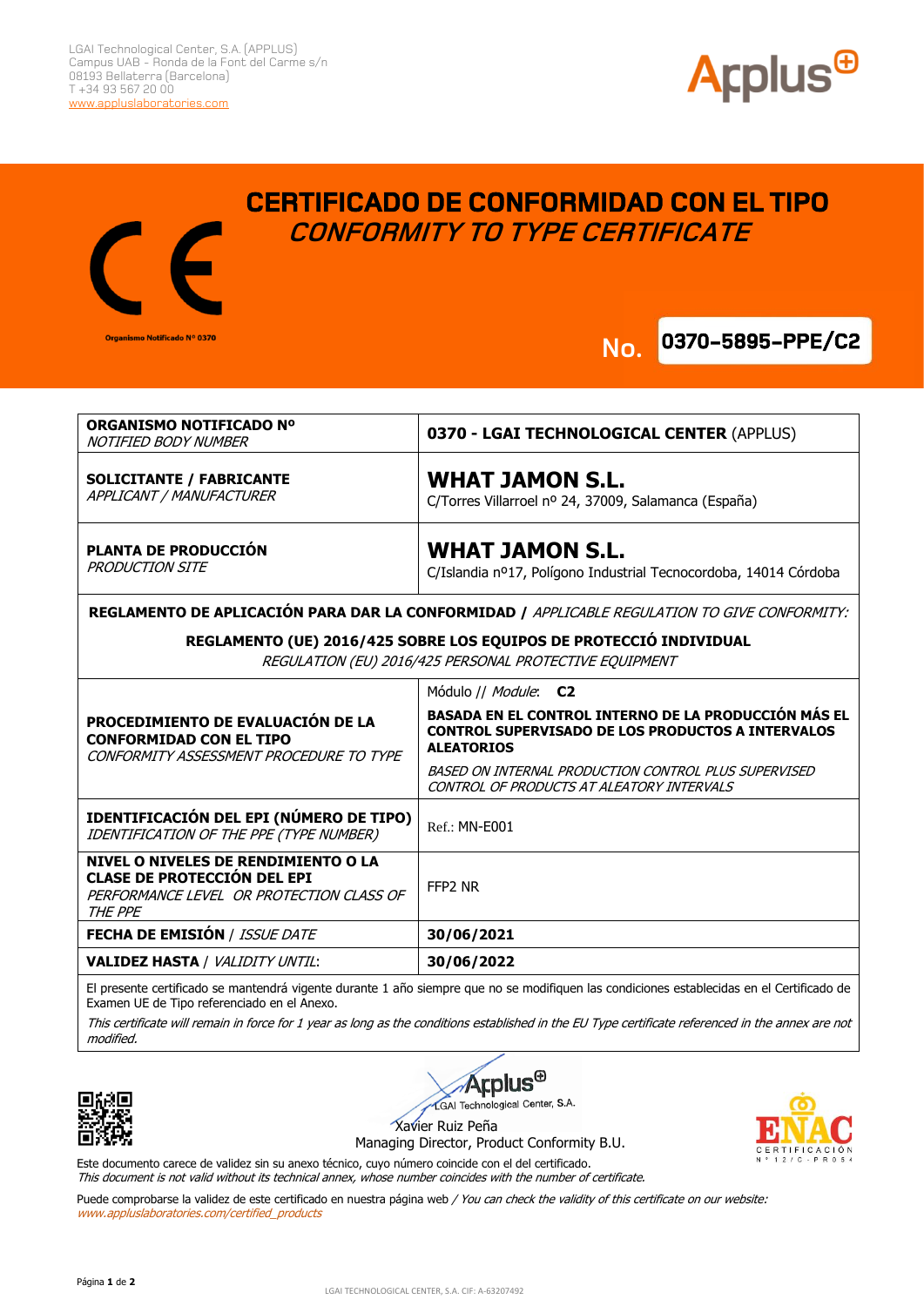LGAI Technological Center, S.A. (APPLUS)
Campus UAB - Ronda de la Font del Carme s/n
08193 Bellaterra (Barcelona)
T +34 93 567 20 00
www.appluslaboratories.com

Organismo Notificado Nº 0370

# CERTIFICADO DE CONFORMIDAD CON EL TIPO
## *CONFORMITY TO TYPE CERTIFICATE*

**No. 0370-5895-PPE/C2**

| | |
|---|---|
| **ORGANISMO NOTIFICADO Nº** *NOTIFIED BODY NUMBER* | **0370 - LGAI TECHNOLOGICAL CENTER** (APPLUS) |
| **SOLICITANTE / FABRICANTE** *APPLICANT / MANUFACTURER* | **WHAT JAMON S.L.** C/Torres Villarroel nº 24, 37009, Salamanca (España) |
| **PLANTA DE PRODUCCIÓN** *PRODUCTION SITE* | **WHAT JAMON S.L.** C/Islandia nº17, Polígono Industrial Tecnocordoba, 14014 Córdoba |

**REGLAMENTO DE APLICACIÓN PARA DAR LA CONFORMIDAD /** *APPLICABLE REGULATION TO GIVE CONFORMITY:*

**REGLAMENTO (UE) 2016/425 SOBRE LOS EQUIPOS DE PROTECCIÓ INDIVIDUAL**
*REGULATION (EU) 2016/425 PERSONAL PROTECTIVE EQUIPMENT*

| | |
|---|---|
| **PROCEDIMIENTO DE EVALUACIÓN DE LA CONFORMIDAD CON EL TIPO** *CONFORMITY ASSESSMENT PROCEDURE TO TYPE* | Módulo // *Module*: **C2** **BASADA EN EL CONTROL INTERNO DE LA PRODUCCIÓN MÁS EL CONTROL SUPERVISADO DE LOS PRODUCTOS A INTERVALOS ALEATORIOS** *BASED ON INTERNAL PRODUCTION CONTROL PLUS SUPERVISED CONTROL OF PRODUCTS AT ALEATORY INTERVALS* |
| **IDENTIFICACIÓN DEL EPI (NÚMERO DE TIPO)** *IDENTIFICATION OF THE PPE (TYPE NUMBER)* | Ref.: MN-E001 |
| **NIVEL O NIVELES DE RENDIMIENTO O LA CLASE DE PROTECCIÓN DEL EPI** *PERFORMANCE LEVEL OR PROTECTION CLASS OF THE PPE* | FFP2 NR |
| **FECHA DE EMISIÓN** / *ISSUE DATE* | **30/06/2021** |
| **VALIDEZ HASTA** / *VALIDITY UNTIL*: | **30/06/2022** |

El presente certificado se mantendrá vigente durante 1 año siempre que no se modifiquen las condiciones establecidas en el Certificado de Examen UE de Tipo referenciado en el Anexo.

*This certificate will remain in force for 1 year as long as the conditions established in the EU Type certificate referenced in the annex are not modified.*

Applus LGAI Technological Center, S.A.

Xavier Ruiz Peña
Managing Director, Product Conformity B.U.

ENAC CERTIFICACIÓN Nº 12/C-PR054

Este documento carece de validez sin su anexo técnico, cuyo número coincide con el del certificado.
*This document is not valid without its technical annex, whose number coincides with the number of certificate.*

Puede comprobarse la validez de este certificado en nuestra página web / *You can check the validity of this certificate on our website:*
*www.appluslaboratories.com/certified_products*

LGAI TECHNOLOGICAL CENTER, S.A. CIF: A-63207492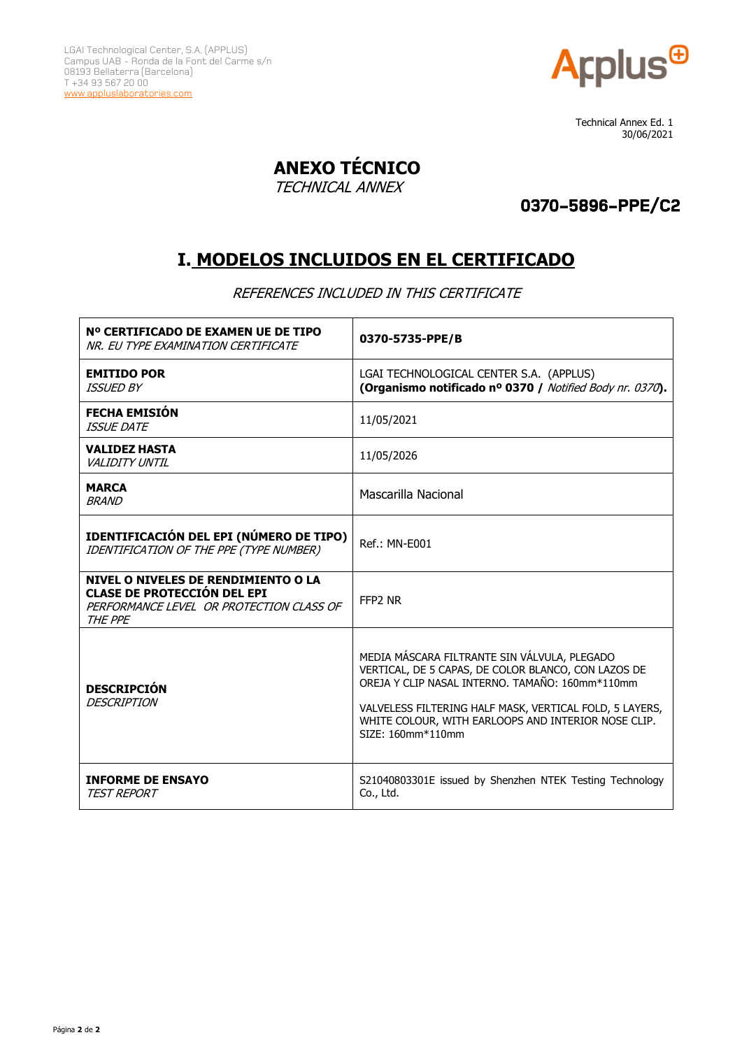LGAI Technological Center, S.A. (APPLUS)
Campus UAB - Ronda de la Font del Carme s/n
08193 Bellaterra (Barcelona)
T +34 93 567 20 00
www.appluslaboratories.com

Technical Annex Ed. 1
30/06/2021

# ANEXO TÉCNICO

*TECHNICAL ANNEX*

**0370–5896–PPE/C2**

## I. MODELOS INCLUIDOS EN EL CERTIFICADO

*REFERENCES INCLUDED IN THIS CERTIFICATE*

| | |
|---|---|
| **Nº CERTIFICADO DE EXAMEN UE DE TIPO** *NR. EU TYPE EXAMINATION CERTIFICATE* | **0370-5735-PPE/B** |
| **EMITIDO POR** *ISSUED BY* | LGAI TECHNOLOGICAL CENTER S.A. (APPLUS) **(Organismo notificado nº 0370 /** *Notified Body nr. 0370***).** |
| **FECHA EMISIÓN** *ISSUE DATE* | 11/05/2021 |
| **VALIDEZ HASTA** *VALIDITY UNTIL* | 11/05/2026 |
| **MARCA** *BRAND* | Mascarilla Nacional |
| **IDENTIFICACIÓN DEL EPI (NÚMERO DE TIPO)** *IDENTIFICATION OF THE PPE (TYPE NUMBER)* | Ref.: MN-E001 |
| **NIVEL O NIVELES DE RENDIMIENTO O LA CLASE DE PROTECCIÓN DEL EPI** *PERFORMANCE LEVEL OR PROTECTION CLASS OF THE PPE* | FFP2 NR |
| **DESCRIPCIÓN** *DESCRIPTION* | MEDIA MÁSCARA FILTRANTE SIN VÁLVULA, PLEGADO VERTICAL, DE 5 CAPAS, DE COLOR BLANCO, CON LAZOS DE OREJA Y CLIP NASAL INTERNO. TAMAÑO: 160mm*110mm<br><br>VALVELESS FILTERING HALF MASK, VERTICAL FOLD, 5 LAYERS, WHITE COLOUR, WITH EARLOOPS AND INTERIOR NOSE CLIP. SIZE: 160mm*110mm |
| **INFORME DE ENSAYO** *TEST REPORT* | S21040803301E issued by Shenzhen NTEK Testing Technology Co., Ltd. |